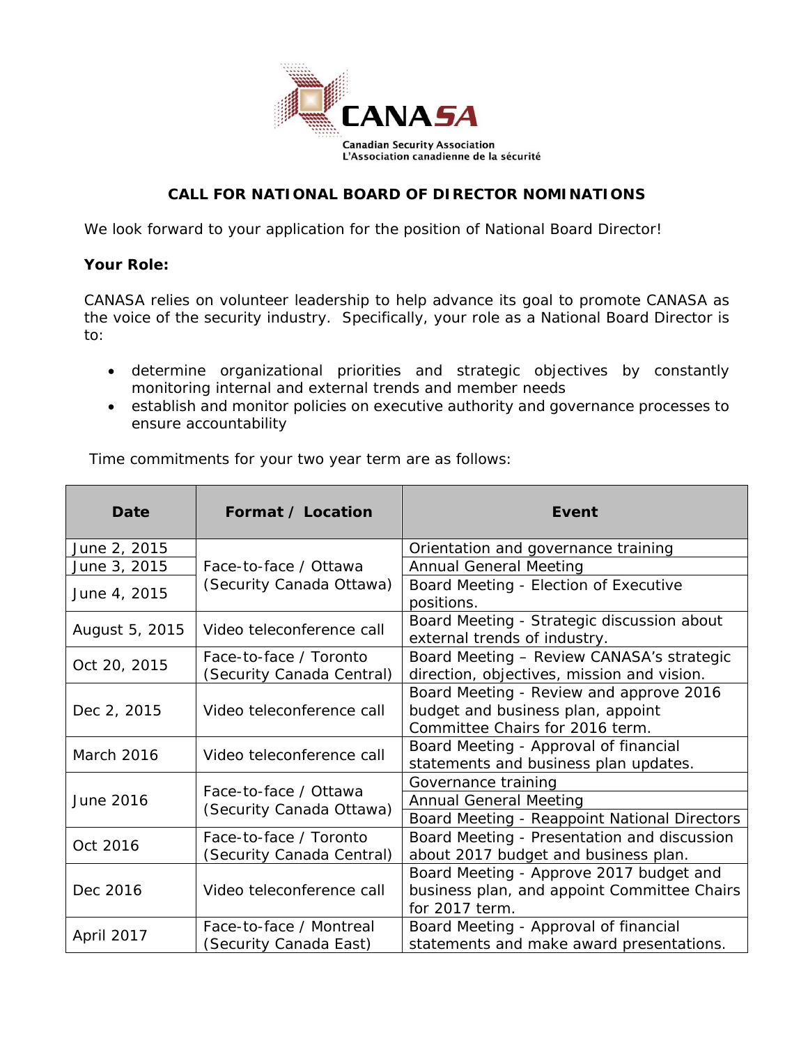CANASA

Canadian Security Association
L'Association canadienne de la sécurité

## CALL FOR NATIONAL BOARD OF DIRECTOR NOMINATIONS

We look forward to your application for the position of National Board Director!

**Your Role:**

CANASA relies on volunteer leadership to help advance its goal to promote CANASA as the voice of the security industry. Specifically, your role as a National Board Director is to:

- determine organizational priorities and strategic objectives by constantly monitoring internal and external trends and member needs
- establish and monitor policies on executive authority and governance processes to ensure accountability

Time commitments for your two year term are as follows:

| Date | Format / Location | Event |
|---|---|---|
| June 2, 2015 | Face-to-face / Ottawa (Security Canada Ottawa) | Orientation and governance training |
| June 3, 2015 | | Annual General Meeting |
| June 4, 2015 | | Board Meeting - Election of Executive positions. |
| August 5, 2015 | Video teleconference call | Board Meeting - Strategic discussion about external trends of industry. |
| Oct 20, 2015 | Face-to-face / Toronto (Security Canada Central) | Board Meeting – Review CANASA's strategic direction, objectives, mission and vision. |
| Dec 2, 2015 | Video teleconference call | Board Meeting - Review and approve 2016 budget and business plan, appoint Committee Chairs for 2016 term. |
| March 2016 | Video teleconference call | Board Meeting - Approval of financial statements and business plan updates. |
| June 2016 | Face-to-face / Ottawa (Security Canada Ottawa) | Governance training |
| | | Annual General Meeting |
| | | Board Meeting - Reappoint National Directors |
| Oct 2016 | Face-to-face / Toronto (Security Canada Central) | Board Meeting - Presentation and discussion about 2017 budget and business plan. |
| Dec 2016 | Video teleconference call | Board Meeting - Approve 2017 budget and business plan, and appoint Committee Chairs for 2017 term. |
| April 2017 | Face-to-face / Montreal (Security Canada East) | Board Meeting - Approval of financial statements and make award presentations. |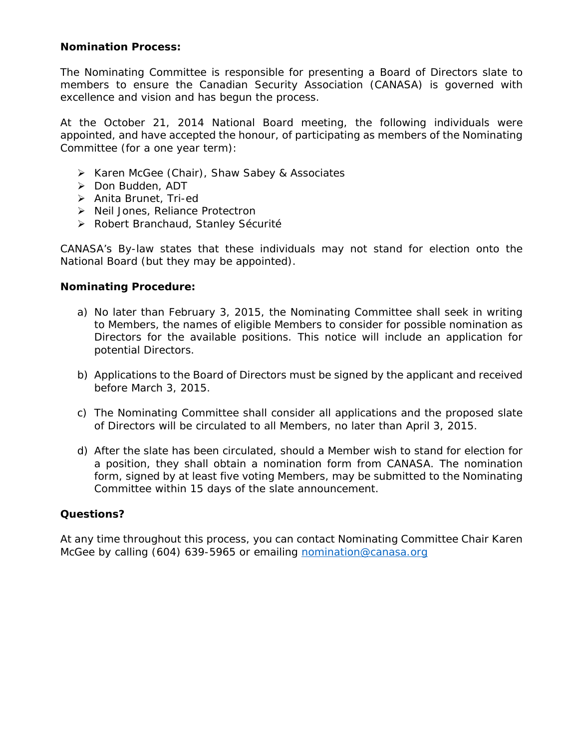**Nomination Process:**

The Nominating Committee is responsible for presenting a Board of Directors slate to members to ensure the Canadian Security Association (CANASA) is governed with excellence and vision and has begun the process.

At the October 21, 2014 National Board meeting, the following individuals were appointed, and have accepted the honour, of participating as members of the Nominating Committee (for a one year term):

- Karen McGee (Chair), Shaw Sabey & Associates
- Don Budden, ADT
- Anita Brunet, Tri-ed
- Neil Jones, Reliance Protectron
- Robert Branchaud, Stanley Sécurité

CANASA's By-law states that these individuals may not stand for election onto the National Board (but they may be appointed).

**Nominating Procedure:**

a) No later than February 3, 2015, the Nominating Committee shall seek in writing to Members, the names of eligible Members to consider for possible nomination as Directors for the available positions. This notice will include an application for potential Directors.

b) Applications to the Board of Directors must be signed by the applicant and received before March 3, 2015.

c) The Nominating Committee shall consider all applications and the proposed slate of Directors will be circulated to all Members, no later than April 3, 2015.

d) After the slate has been circulated, should a Member wish to stand for election for a position, they shall obtain a nomination form from CANASA. The nomination form, signed by at least five voting Members, may be submitted to the Nominating Committee within 15 days of the slate announcement.

**Questions?**

At any time throughout this process, you can contact Nominating Committee Chair Karen McGee by calling (604) 639-5965 or emailing nomination@canasa.org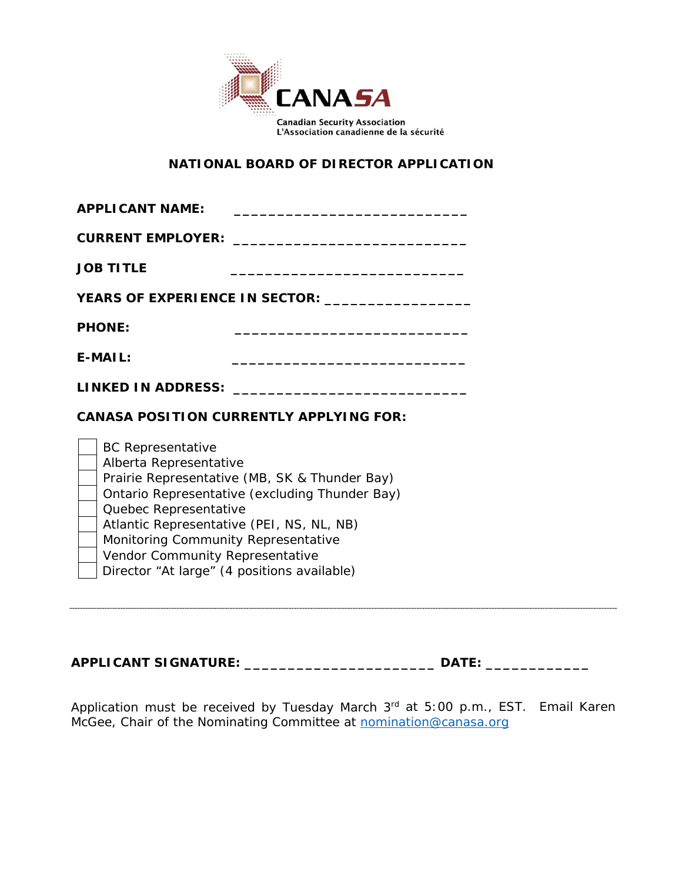CANASA

Canadian Security Association
L'Association canadienne de la sécurité

## NATIONAL BOARD OF DIRECTOR APPLICATION

**APPLICANT NAME:** ___________________________

**CURRENT EMPLOYER:** ___________________________

**JOB TITLE** ___________________________

**YEARS OF EXPERIENCE IN SECTOR:** _________________

**PHONE:** ___________________________

**E-MAIL:** ___________________________

**LINKED IN ADDRESS:** ___________________________

**CANASA POSITION CURRENTLY APPLYING FOR:**

- [ ] BC Representative
- [ ] Alberta Representative
- [ ] Prairie Representative (MB, SK & Thunder Bay)
- [ ] Ontario Representative (excluding Thunder Bay)
- [ ] Quebec Representative
- [ ] Atlantic Representative (PEI, NS, NL, NB)
- [ ] Monitoring Community Representative
- [ ] Vendor Community Representative
- [ ] Director "At large" (4 positions available)

---

**APPLICANT SIGNATURE:** ______________________ **DATE:** ____________

Application must be received by Tuesday March 3rd at 5:00 p.m., EST. Email Karen McGee, Chair of the Nominating Committee at nomination@canasa.org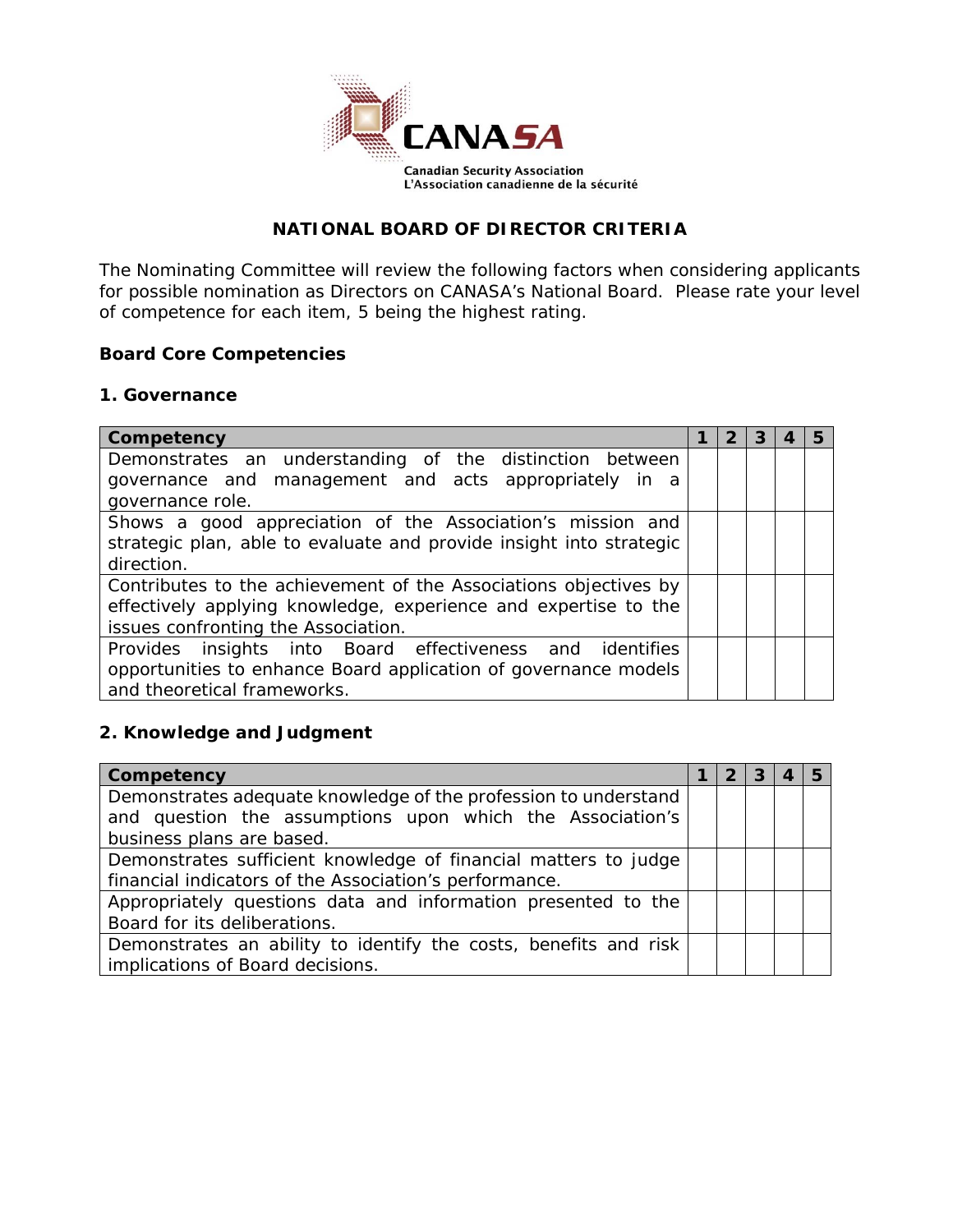CANASA

Canadian Security Association
L'Association canadienne de la sécurité

## NATIONAL BOARD OF DIRECTOR CRITERIA

The Nominating Committee will review the following factors when considering applicants for possible nomination as Directors on CANASA's National Board. Please rate your level of competence for each item, 5 being the highest rating.

### Board Core Competencies

#### 1. Governance

| Competency | 1 | 2 | 3 | 4 | 5 |
|---|---|---|---|---|---|
| Demonstrates an understanding of the distinction between governance and management and acts appropriately in a governance role. | | | | | |
| Shows a good appreciation of the Association's mission and strategic plan, able to evaluate and provide insight into strategic direction. | | | | | |
| Contributes to the achievement of the Associations objectives by effectively applying knowledge, experience and expertise to the issues confronting the Association. | | | | | |
| Provides insights into Board effectiveness and identifies opportunities to enhance Board application of governance models and theoretical frameworks. | | | | | |

#### 2. Knowledge and Judgment

| Competency | 1 | 2 | 3 | 4 | 5 |
|---|---|---|---|---|---|
| Demonstrates adequate knowledge of the profession to understand and question the assumptions upon which the Association's business plans are based. | | | | | |
| Demonstrates sufficient knowledge of financial matters to judge financial indicators of the Association's performance. | | | | | |
| Appropriately questions data and information presented to the Board for its deliberations. | | | | | |
| Demonstrates an ability to identify the costs, benefits and risk implications of Board decisions. | | | | | |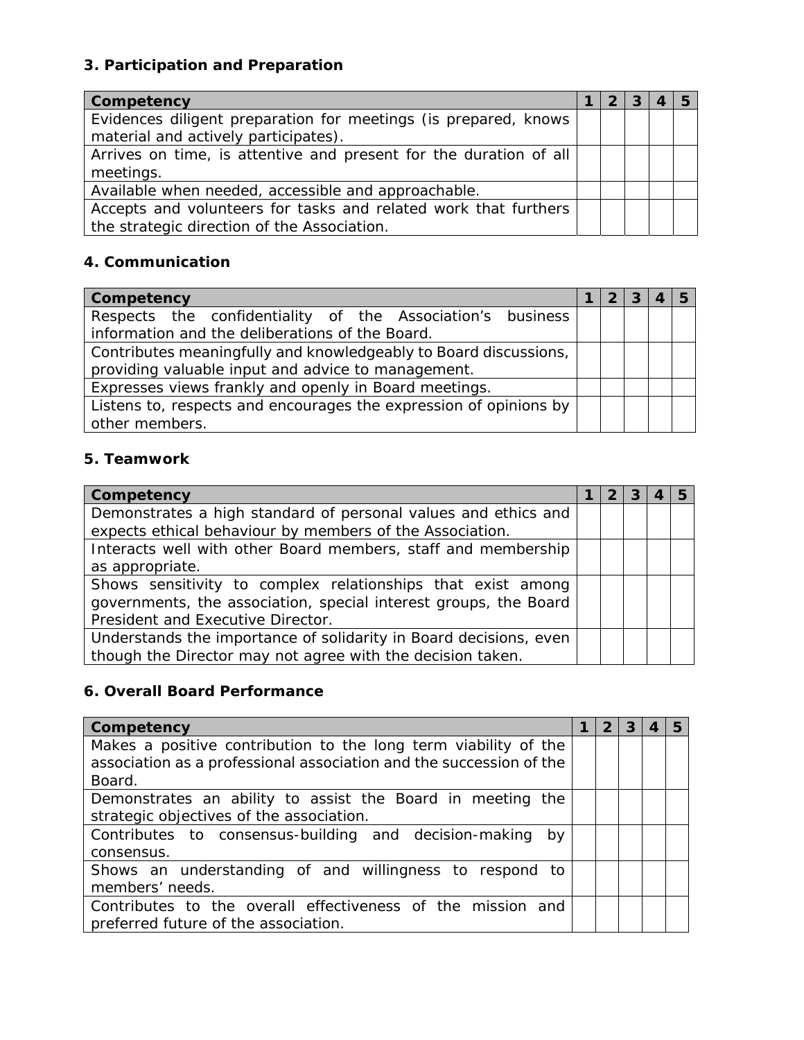### 3. Participation and Preparation

| Competency | 1 | 2 | 3 | 4 | 5 |
| --- | --- | --- | --- | --- | --- |
| Evidences diligent preparation for meetings (is prepared, knows material and actively participates). | | | | | |
| Arrives on time, is attentive and present for the duration of all meetings. | | | | | |
| Available when needed, accessible and approachable. | | | | | |
| Accepts and volunteers for tasks and related work that furthers the strategic direction of the Association. | | | | | |

### 4. Communication

| Competency | 1 | 2 | 3 | 4 | 5 |
| --- | --- | --- | --- | --- | --- |
| Respects the confidentiality of the Association's business information and the deliberations of the Board. | | | | | |
| Contributes meaningfully and knowledgeably to Board discussions, providing valuable input and advice to management. | | | | | |
| Expresses views frankly and openly in Board meetings. | | | | | |
| Listens to, respects and encourages the expression of opinions by other members. | | | | | |

### 5. Teamwork

| Competency | 1 | 2 | 3 | 4 | 5 |
| --- | --- | --- | --- | --- | --- |
| Demonstrates a high standard of personal values and ethics and expects ethical behaviour by members of the Association. | | | | | |
| Interacts well with other Board members, staff and membership as appropriate. | | | | | |
| Shows sensitivity to complex relationships that exist among governments, the association, special interest groups, the Board President and Executive Director. | | | | | |
| Understands the importance of solidarity in Board decisions, even though the Director may not agree with the decision taken. | | | | | |

### 6. Overall Board Performance

| Competency | 1 | 2 | 3 | 4 | 5 |
| --- | --- | --- | --- | --- | --- |
| Makes a positive contribution to the long term viability of the association as a professional association and the succession of the Board. | | | | | |
| Demonstrates an ability to assist the Board in meeting the strategic objectives of the association. | | | | | |
| Contributes to consensus-building and decision-making by consensus. | | | | | |
| Shows an understanding of and willingness to respond to members' needs. | | | | | |
| Contributes to the overall effectiveness of the mission and preferred future of the association. | | | | | |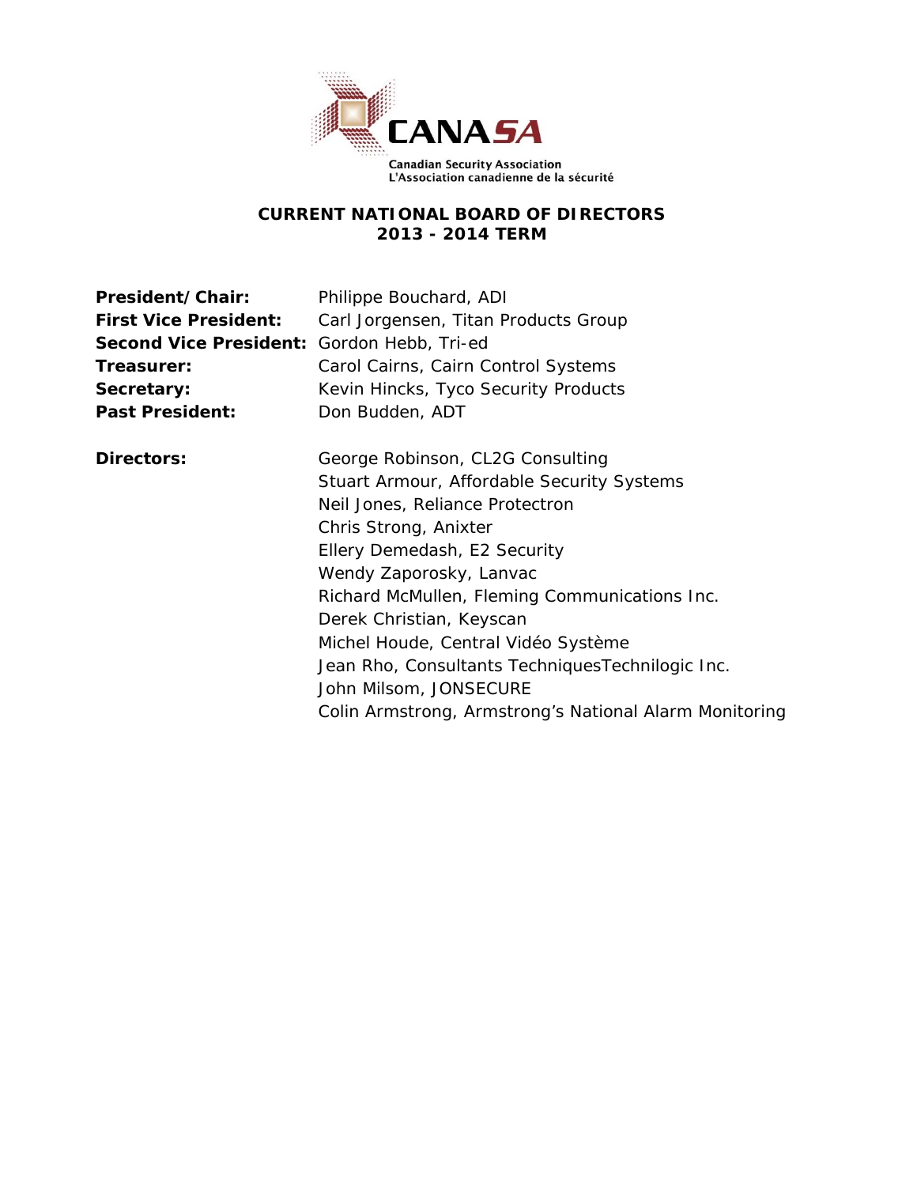CANASA

Canadian Security Association
L'Association canadienne de la sécurité

## CURRENT NATIONAL BOARD OF DIRECTORS
## 2013 - 2014 TERM

**President/Chair:** Philippe Bouchard, ADI
**First Vice President:** Carl Jorgensen, Titan Products Group
**Second Vice President:** Gordon Hebb, Tri-ed
**Treasurer:** Carol Cairns, Cairn Control Systems
**Secretary:** Kevin Hincks, Tyco Security Products
**Past President:** Don Budden, ADT

**Directors:**
George Robinson, CL2G Consulting
Stuart Armour, Affordable Security Systems
Neil Jones, Reliance Protectron
Chris Strong, Anixter
Ellery Demedash, E2 Security
Wendy Zaporosky, Lanvac
Richard McMullen, Fleming Communications Inc.
Derek Christian, Keyscan
Michel Houde, Central Vidéo Système
Jean Rho, Consultants TechniquesTechnilogic Inc.
John Milsom, JONSECURE
Colin Armstrong, Armstrong's National Alarm Monitoring